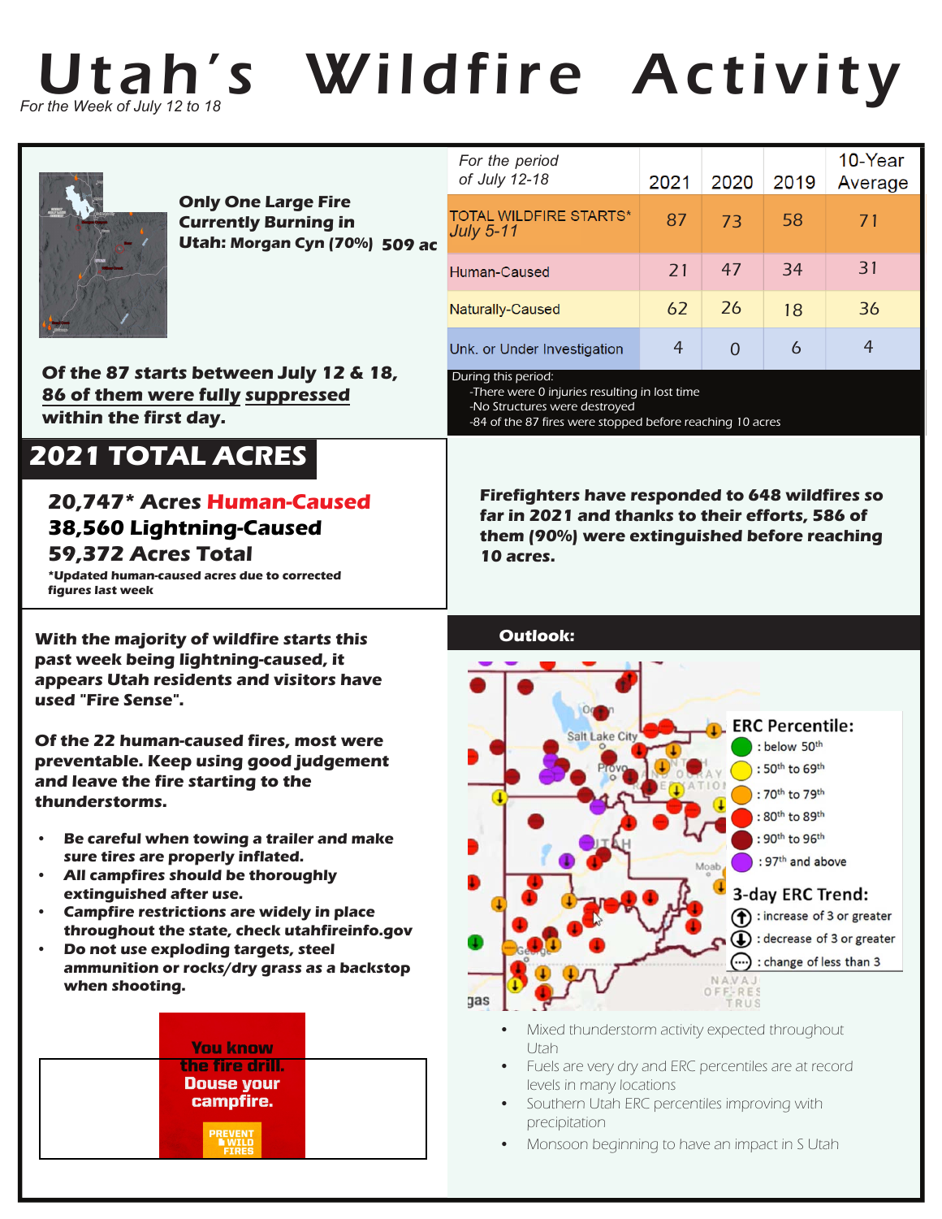# Utah's Wildfire Activity

*For the Week of July 12 to 18*

**Only One Large Fire Currently Burning in Utah: Morgan Cyn (70%) 509 ac**

**Of the 87 starts between July 12 & 18, 86 of them were fully suppressed within the first day.**

| *For the period of July 12-18* | 2021 | 2020 | 2019 | 10-Year Average |
|---|---|---|---|---|
| TOTAL WILDFIRE STARTS* *July 5-11* | 87 | 73 | 58 | 71 |
| Human-Caused | 21 | 47 | 34 | 31 |
| Naturally-Caused | 62 | 26 | 18 | 36 |
| Unk. or Under Investigation | 4 | 0 | 6 | 4 |

During this period:
- There were 0 injuries resulting in lost time
- No Structures were destroyed
- 84 of the 87 fires were stopped before reaching 10 acres

## 2021 TOTAL ACRES

**20,747* Acres Human-Caused**
**38,560 Lightning-Caused**
**59,372 Acres Total**

**\*Updated human-caused acres due to corrected figures last week**

**Firefighters have responded to 648 wildfires so far in 2021 and thanks to their efforts, 586 of them (90%) were extinguished before reaching 10 acres.**

**With the majority of wildfire starts this past week being lightning-caused, it appears Utah residents and visitors have used "Fire Sense".**

**Of the 22 human-caused fires, most were preventable. Keep using good judgement and leave the fire starting to the thunderstorms.**

- **Be careful when towing a trailer and make sure tires are properly inflated.**
- **All campfires should be thoroughly extinguished after use.**
- **Campfire restrictions are widely in place throughout the state, check utahfireinfo.gov**
- **Do not use exploding targets, steel ammunition or rocks/dry grass as a backstop when shooting.**

You know the fire drill. Douse your campfire.

PREVENT WILD FIRES

## Outlook:

**ERC Percentile:**
- : below 50th
- : 50th to 69th
- : 70th to 79th
- : 80th to 89th
- : 90th to 96th
- : 97th and above

**3-day ERC Trend:**
- : increase of 3 or greater
- : decrease of 3 or greater
- : change of less than 3

- Mixed thunderstorm activity expected throughout Utah
- Fuels are very dry and ERC percentiles are at record levels in many locations
- Southern Utah ERC percentiles improving with precipitation
- Monsoon beginning to have an impact in S Utah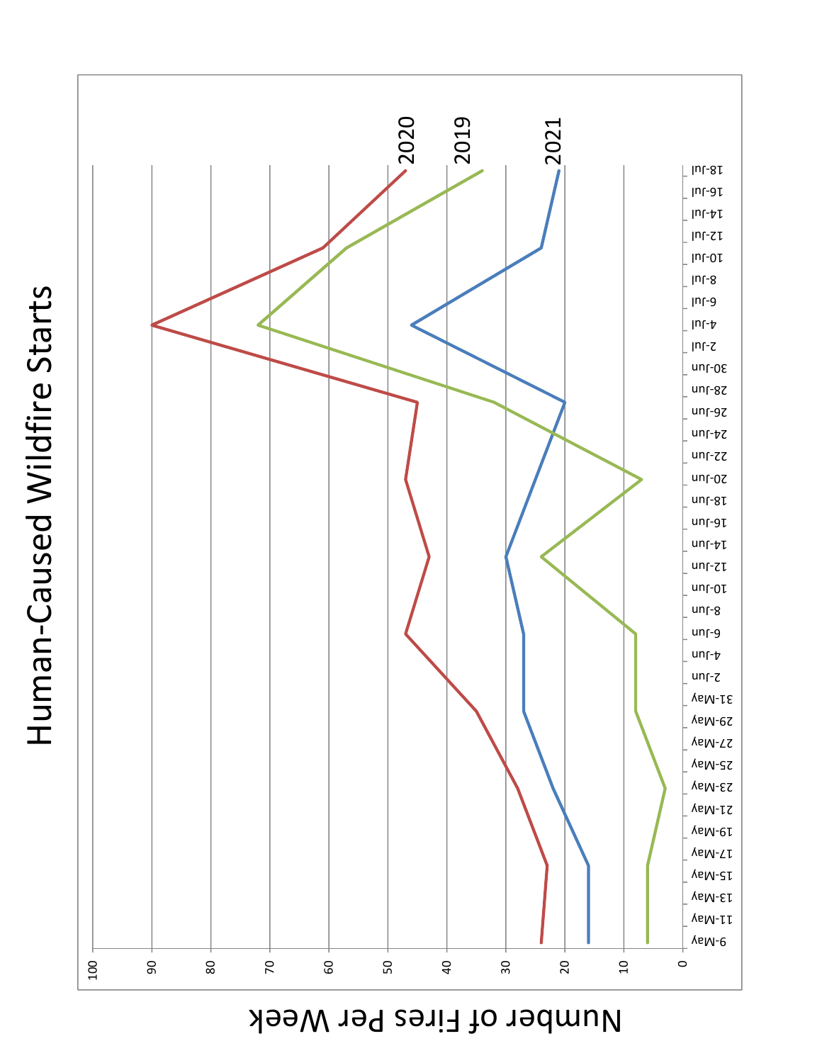# Human-Caused Wildfire Starts

Number of Fires Per Week

| | 9-May | 16-May | 23-May | 30-May | 6-Jun | 13-Jun | 20-Jun | 27-Jun | 4-Jul | 11-Jul | 18-Jul |
|---|---|---|---|---|---|---|---|---|---|---|---|
| 2020 | 24 | 23 | 28 | 35 | 47 | 43 | 47 | 45 | 90 | 61 | 47 |
| 2019 | 6 | 6 | 3 | 8 | 8 | 24 | 7 | 32 | 72 | 57 | 34 |
| 2021 | 16 | 16 | 22 | 27 | 27 | 30 | 25 | 20 | 46 | 24 | 21 |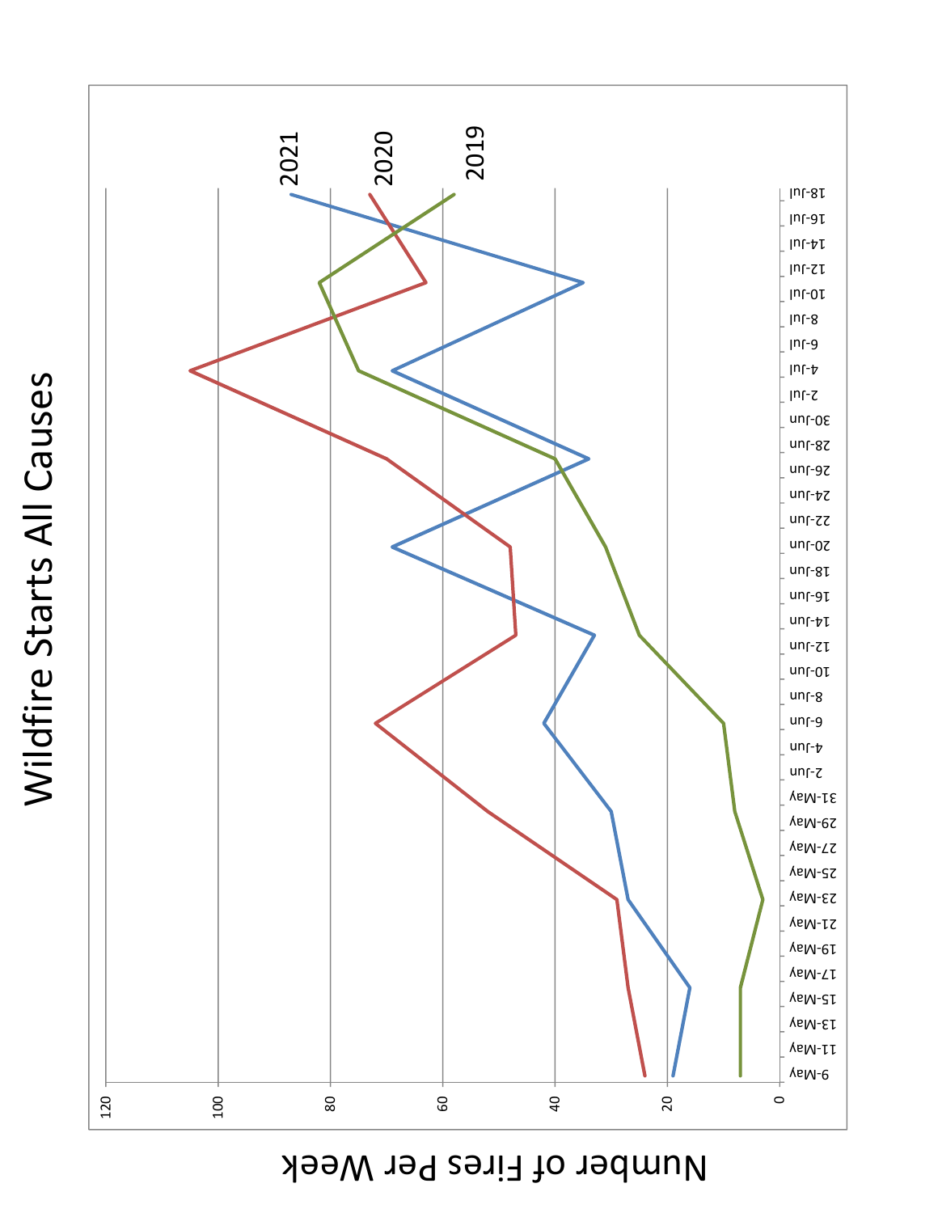# Wildfire Starts All Causes

Number of Fires Per Week

2021

2020

2019

120

100

80

60

40

20

0

9-May

11-May

13-May

15-May

17-May

19-May

21-May

23-May

25-May

27-May

29-May

31-May

2-Jun

4-Jun

6-Jun

8-Jun

10-Jun

12-Jun

14-Jun

16-Jun

18-Jun

20-Jun

22-Jun

24-Jun

26-Jun

28-Jun

30-Jun

2-Jul

4-Jul

6-Jul

8-Jul

10-Jul

12-Jul

14-Jul

16-Jul

18-Jul